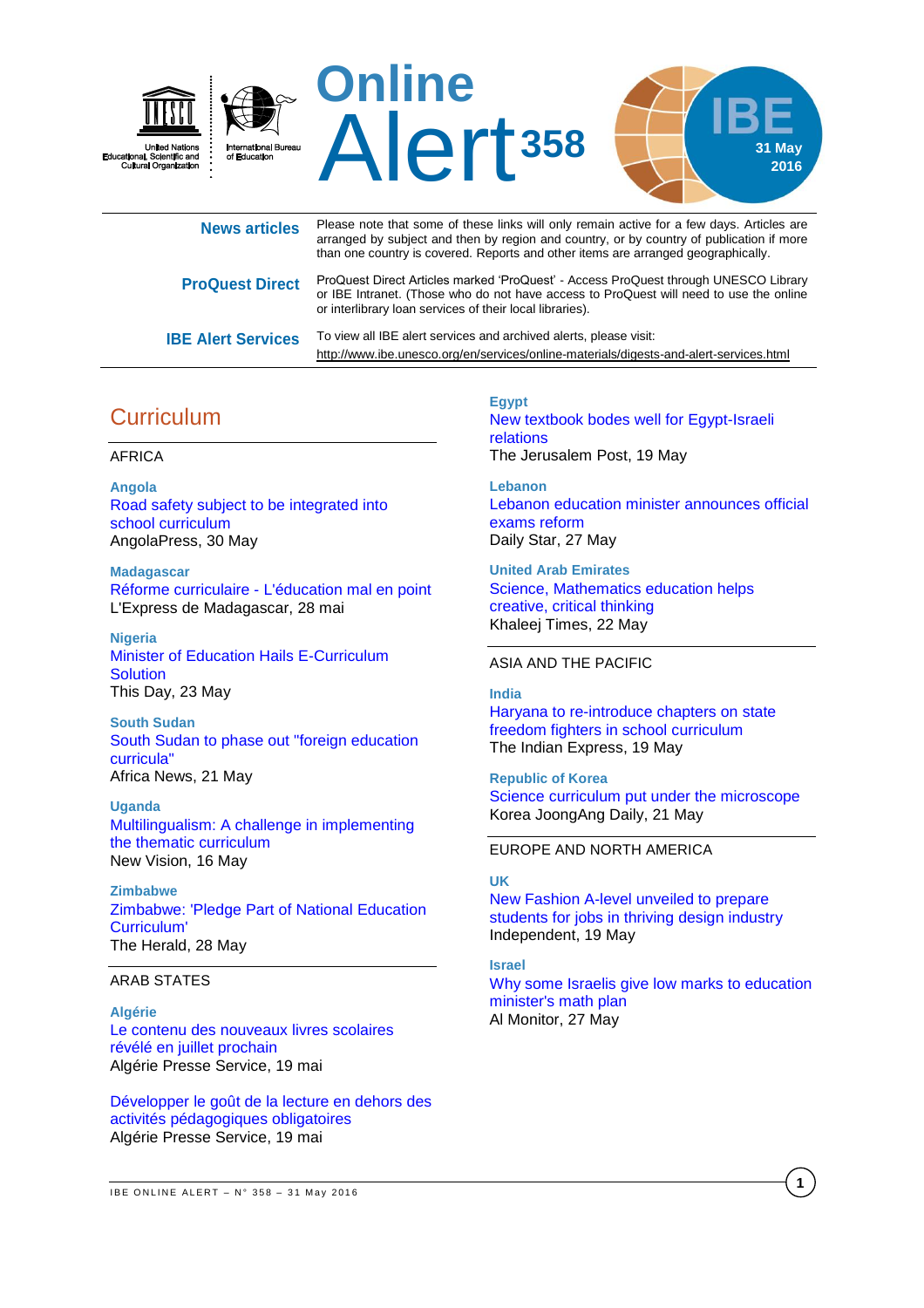United Nations Educational, Scientific and Cultural Organization | International Bureau of Education

# Online Alert 358

IBE 31 May 2016

**News articles** Please note that some of these links will only remain active for a few days. Articles are arranged by subject and then by region and country, or by country of publication if more than one country is covered. Reports and other items are arranged geographically.

**ProQuest Direct** ProQuest Direct Articles marked 'ProQuest' - Access ProQuest through UNESCO Library or IBE Intranet. (Those who do not have access to ProQuest will need to use the online or interlibrary loan services of their local libraries).

**IBE Alert Services** To view all IBE alert services and archived alerts, please visit: http://www.ibe.unesco.org/en/services/online-materials/digests-and-alert-services.html

## Curriculum

### AFRICA

**Angola**
Road safety subject to be integrated into school curriculum
AngolaPress, 30 May

**Madagascar**
Réforme curriculaire - L'éducation mal en point
L'Express de Madagascar, 28 mai

**Nigeria**
Minister of Education Hails E-Curriculum Solution
This Day, 23 May

**South Sudan**
South Sudan to phase out "foreign education curricula"
Africa News, 21 May

**Uganda**
Multilingualism: A challenge in implementing the thematic curriculum
New Vision, 16 May

**Zimbabwe**
Zimbabwe: 'Pledge Part of National Education Curriculum'
The Herald, 28 May

### ARAB STATES

**Algérie**
Le contenu des nouveaux livres scolaires révélé en juillet prochain
Algérie Presse Service, 19 mai

Développer le goût de la lecture en dehors des activités pédagogiques obligatoires
Algérie Presse Service, 19 mai

**Egypt**
New textbook bodes well for Egypt-Israeli relations
The Jerusalem Post, 19 May

**Lebanon**
Lebanon education minister announces official exams reform
Daily Star, 27 May

**United Arab Emirates**
Science, Mathematics education helps creative, critical thinking
Khaleej Times, 22 May

### ASIA AND THE PACIFIC

**India**
Haryana to re-introduce chapters on state freedom fighters in school curriculum
The Indian Express, 19 May

**Republic of Korea**
Science curriculum put under the microscope
Korea JoongAng Daily, 21 May

### EUROPE AND NORTH AMERICA

**UK**
New Fashion A-level unveiled to prepare students for jobs in thriving design industry
Independent, 19 May

**Israel**
Why some Israelis give low marks to education minister's math plan
Al Monitor, 27 May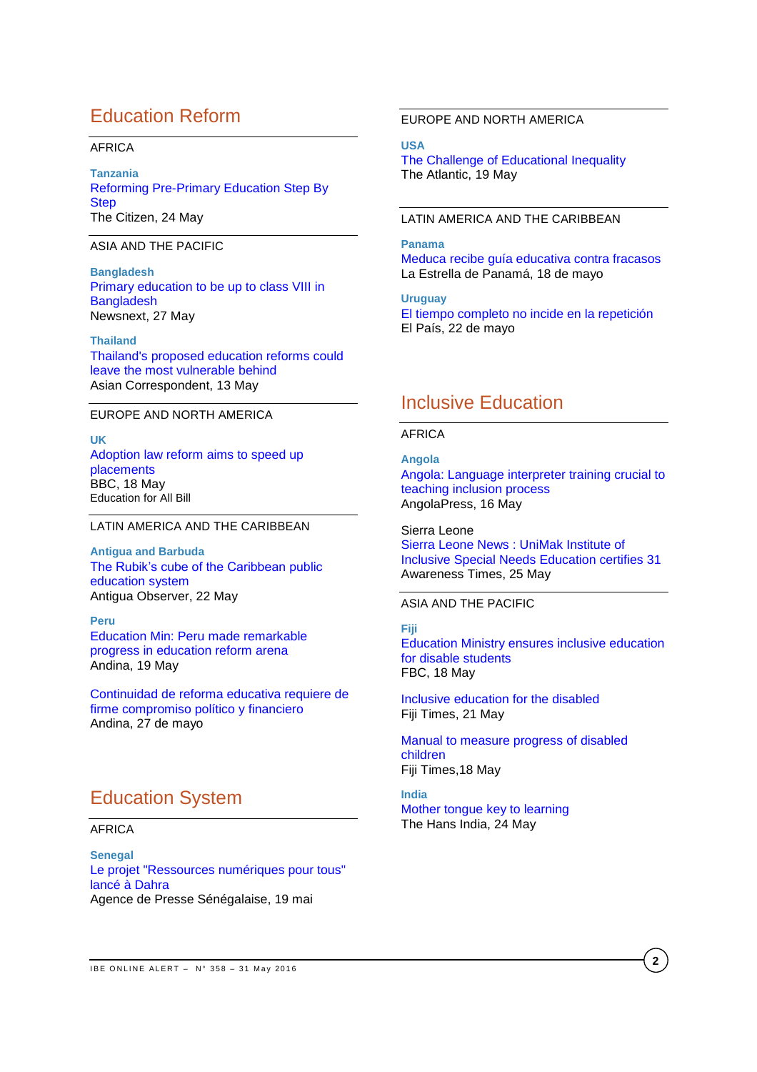## Education Reform

AFRICA

**Tanzania**
Reforming Pre-Primary Education Step By Step
The Citizen, 24 May

ASIA AND THE PACIFIC

**Bangladesh**
Primary education to be up to class VIII in Bangladesh
Newsnext, 27 May

**Thailand**
Thailand's proposed education reforms could leave the most vulnerable behind
Asian Correspondent, 13 May

EUROPE AND NORTH AMERICA

**UK**
Adoption law reform aims to speed up placements
BBC, 18 May
Education for All Bill

LATIN AMERICA AND THE CARIBBEAN

**Antigua and Barbuda**
The Rubik's cube of the Caribbean public education system
Antigua Observer, 22 May

**Peru**
Education Min: Peru made remarkable progress in education reform arena
Andina, 19 May

Continuidad de reforma educativa requiere de firme compromiso político y financiero
Andina, 27 de mayo

## Education System

AFRICA

**Senegal**
Le projet "Ressources numériques pour tous" lancé à Dahra
Agence de Presse Sénégalaise, 19 mai

EUROPE AND NORTH AMERICA

**USA**
The Challenge of Educational Inequality
The Atlantic, 19 May

LATIN AMERICA AND THE CARIBBEAN

**Panama**
Meduca recibe guía educativa contra fracasos
La Estrella de Panamá, 18 de mayo

**Uruguay**
El tiempo completo no incide en la repetición
El País, 22 de mayo

## Inclusive Education

AFRICA

**Angola**
Angola: Language interpreter training crucial to teaching inclusion process
AngolaPress, 16 May

Sierra Leone
Sierra Leone News : UniMak Institute of Inclusive Special Needs Education certifies 31
Awareness Times, 25 May

ASIA AND THE PACIFIC

**Fiji**
Education Ministry ensures inclusive education for disable students
FBC, 18 May

Inclusive education for the disabled
Fiji Times, 21 May

Manual to measure progress of disabled children
Fiji Times,18 May

**India**
Mother tongue key to learning
The Hans India, 24 May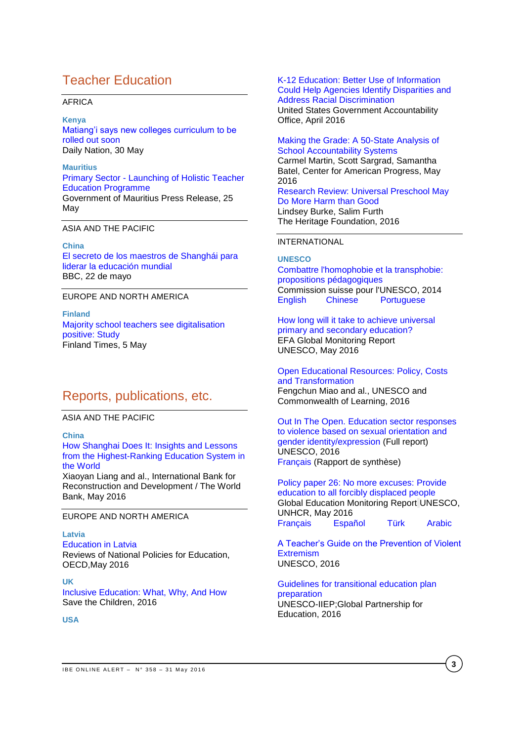## Teacher Education

AFRICA

**Kenya**

Matiang'i says new colleges curriculum to be rolled out soon
Daily Nation, 30 May

**Mauritius**

Primary Sector - Launching of Holistic Teacher Education Programme
Government of Mauritius Press Release, 25 May

ASIA AND THE PACIFIC

**China**

El secreto de los maestros de Shanghái para liderar la educación mundial
BBC, 22 de mayo

EUROPE AND NORTH AMERICA

**Finland**

Majority school teachers see digitalisation positive: Study
Finland Times, 5 May

## Reports, publications, etc.

ASIA AND THE PACIFIC

**China**

How Shanghai Does It: Insights and Lessons from the Highest-Ranking Education System in the World
Xiaoyan Liang and al., International Bank for Reconstruction and Development / The World Bank, May 2016

EUROPE AND NORTH AMERICA

**Latvia**

Education in Latvia
Reviews of National Policies for Education, OECD,May 2016

**UK**

Inclusive Education: What, Why, And How
Save the Children, 2016

**USA**

K-12 Education: Better Use of Information Could Help Agencies Identify Disparities and Address Racial Discrimination
United States Government Accountability Office, April 2016

Making the Grade: A 50-State Analysis of School Accountability Systems
Carmel Martin, Scott Sargrad, Samantha Batel, Center for American Progress, May 2016

Research Review: Universal Preschool May Do More Harm than Good
Lindsey Burke, Salim Furth
The Heritage Foundation, 2016

INTERNATIONAL

**UNESCO**

Combattre l'homophobie et la transphobie: propositions pédagogiques
Commission suisse pour l'UNESCO, 2014
English Chinese Portuguese

How long will it take to achieve universal primary and secondary education?
EFA Global Monitoring Report
UNESCO, May 2016

Open Educational Resources: Policy, Costs and Transformation
Fengchun Miao and al., UNESCO and Commonwealth of Learning, 2016

Out In The Open. Education sector responses to violence based on sexual orientation and gender identity/expression (Full report)
UNESCO, 2016
Français (Rapport de synthèse)

Policy paper 26: No more excuses: Provide education to all forcibly displaced people
Global Education Monitoring Report UNESCO, UNHCR, May 2016
Français Español Türk Arabic

A Teacher's Guide on the Prevention of Violent Extremism
UNESCO, 2016

Guidelines for transitional education plan preparation
UNESCO-IIEP;Global Partnership for Education, 2016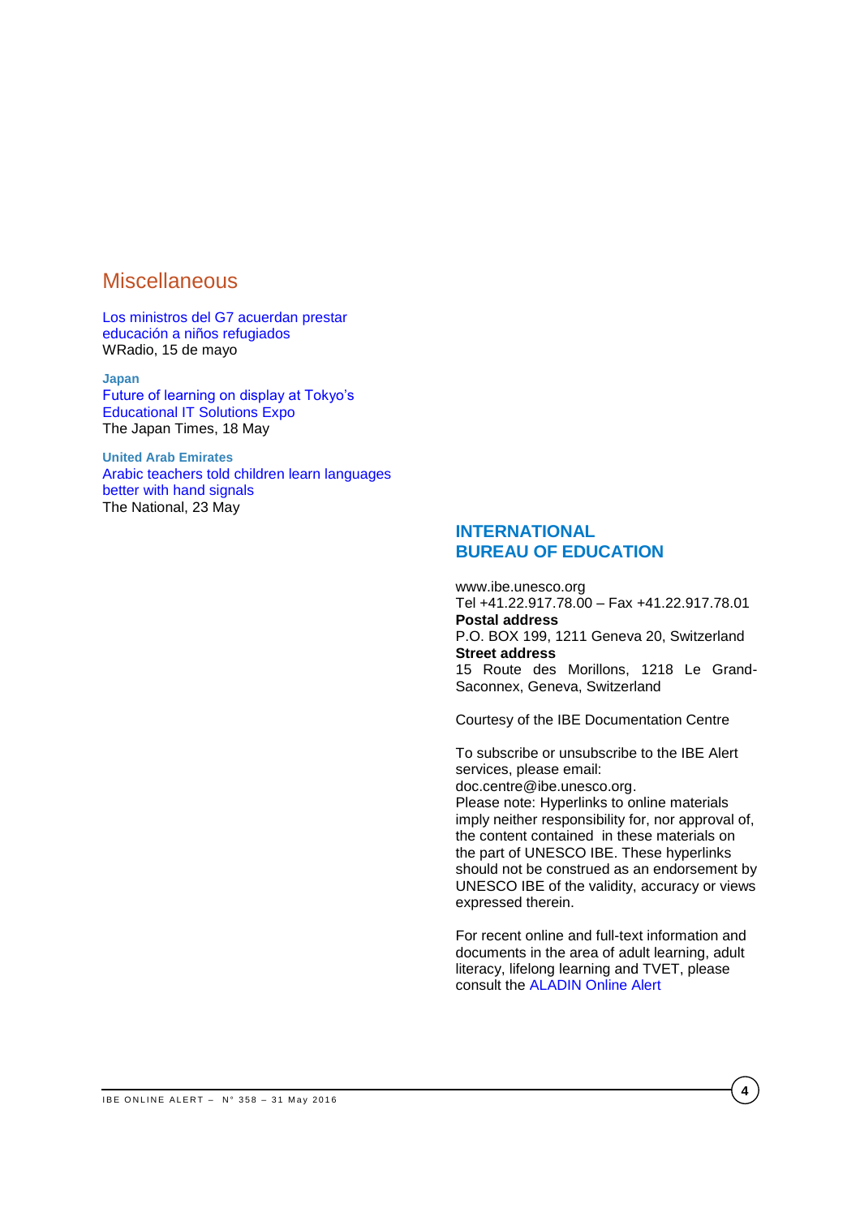## Miscellaneous

Los ministros del G7 acuerdan prestar educación a niños refugiados
WRadio, 15 de mayo

**Japan**
Future of learning on display at Tokyo's Educational IT Solutions Expo
The Japan Times, 18 May

**United Arab Emirates**
Arabic teachers told children learn languages better with hand signals
The National, 23 May

## INTERNATIONAL BUREAU OF EDUCATION

www.ibe.unesco.org
Tel +41.22.917.78.00 – Fax +41.22.917.78.01
**Postal address**
P.O. BOX 199, 1211 Geneva 20, Switzerland
**Street address**
15 Route des Morillons, 1218 Le Grand-Saconnex, Geneva, Switzerland

Courtesy of the IBE Documentation Centre

To subscribe or unsubscribe to the IBE Alert services, please email: doc.centre@ibe.unesco.org.
Please note: Hyperlinks to online materials imply neither responsibility for, nor approval of, the content contained in these materials on the part of UNESCO IBE. These hyperlinks should not be construed as an endorsement by UNESCO IBE of the validity, accuracy or views expressed therein.

For recent online and full-text information and documents in the area of adult learning, adult literacy, lifelong learning and TVET, please consult the ALADIN Online Alert